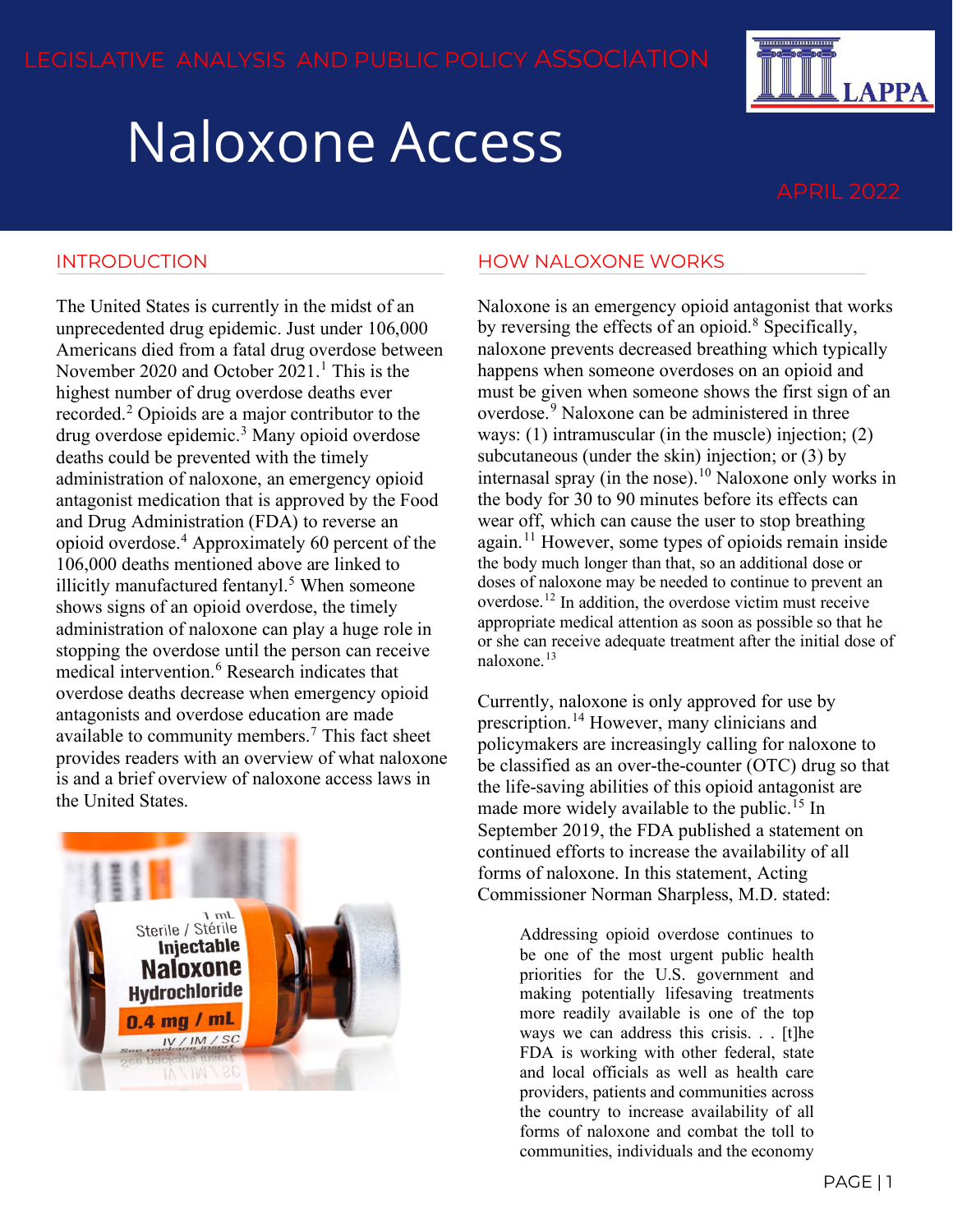LEGISLATIVE ANALYSIS AND PUBLIC POLICY ASSOCIATION

# Naloxone Access

APRIL 2022

## INTRODUCTION

The United States is currently in the midst of an unprecedented drug epidemic. Just under 106,000 Americans died from a fatal drug overdose between November 2020 and October 2021.[1] This is the highest number of drug overdose deaths ever recorded.[2] Opioids are a major contributor to the drug overdose epidemic.[3] Many opioid overdose deaths could be prevented with the timely administration of naloxone, an emergency opioid antagonist medication that is approved by the Food and Drug Administration (FDA) to reverse an opioid overdose.[4] Approximately 60 percent of the 106,000 deaths mentioned above are linked to illicitly manufactured fentanyl.[5] When someone shows signs of an opioid overdose, the timely administration of naloxone can play a huge role in stopping the overdose until the person can receive medical intervention.[6] Research indicates that overdose deaths decrease when emergency opioid antagonists and overdose education are made available to community members.[7] This fact sheet provides readers with an overview of what naloxone is and a brief overview of naloxone access laws in the United States.

## HOW NALOXONE WORKS

Naloxone is an emergency opioid antagonist that works by reversing the effects of an opioid.[8] Specifically, naloxone prevents decreased breathing which typically happens when someone overdoses on an opioid and must be given when someone shows the first sign of an overdose.[9] Naloxone can be administered in three ways: (1) intramuscular (in the muscle) injection; (2) subcutaneous (under the skin) injection; or (3) by internasal spray (in the nose).[10] Naloxone only works in the body for 30 to 90 minutes before its effects can wear off, which can cause the user to stop breathing again.[11] However, some types of opioids remain inside the body much longer than that, so an additional dose or doses of naloxone may be needed to continue to prevent an overdose.[12] In addition, the overdose victim must receive appropriate medical attention as soon as possible so that he or she can receive adequate treatment after the initial dose of naloxone.[13]

Currently, naloxone is only approved for use by prescription.[14] However, many clinicians and policymakers are increasingly calling for naloxone to be classified as an over-the-counter (OTC) drug so that the life-saving abilities of this opioid antagonist are made more widely available to the public.[15] In September 2019, the FDA published a statement on continued efforts to increase the availability of all forms of naloxone. In this statement, Acting Commissioner Norman Sharpless, M.D. stated:

> Addressing opioid overdose continues to be one of the most urgent public health priorities for the U.S. government and making potentially lifesaving treatments more readily available is one of the top ways we can address this crisis. . . [t]he FDA is working with other federal, state and local officials as well as health care providers, patients and communities across the country to increase availability of all forms of naloxone and combat the toll to communities, individuals and the economy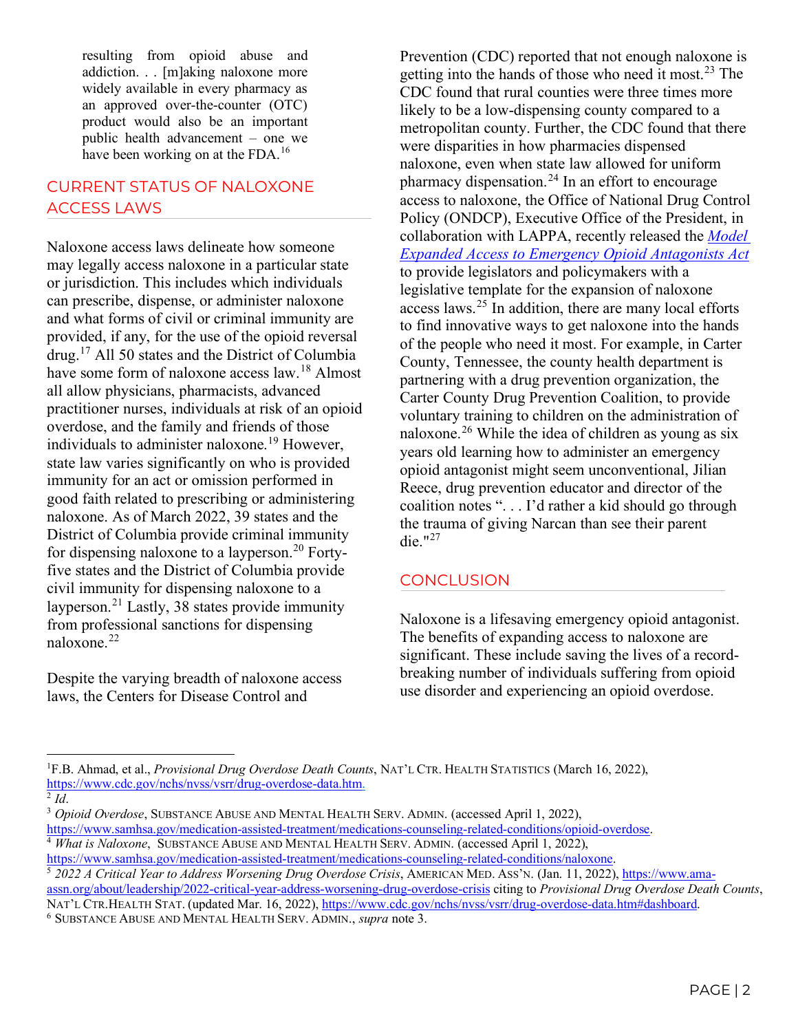> resulting from opioid abuse and addiction. . . [m]aking naloxone more widely available in every pharmacy as an approved over-the-counter (OTC) product would also be an important public health advancement – one we have been working on at the FDA.[16]

## CURRENT STATUS OF NALOXONE ACCESS LAWS

Naloxone access laws delineate how someone may legally access naloxone in a particular state or jurisdiction. This includes which individuals can prescribe, dispense, or administer naloxone and what forms of civil or criminal immunity are provided, if any, for the use of the opioid reversal drug.[17] All 50 states and the District of Columbia have some form of naloxone access law.[18] Almost all allow physicians, pharmacists, advanced practitioner nurses, individuals at risk of an opioid overdose, and the family and friends of those individuals to administer naloxone.[19] However, state law varies significantly on who is provided immunity for an act or omission performed in good faith related to prescribing or administering naloxone. As of March 2022, 39 states and the District of Columbia provide criminal immunity for dispensing naloxone to a layperson.[20] Forty-five states and the District of Columbia provide civil immunity for dispensing naloxone to a layperson.[21] Lastly, 38 states provide immunity from professional sanctions for dispensing naloxone.[22]

Despite the varying breadth of naloxone access laws, the Centers for Disease Control and Prevention (CDC) reported that not enough naloxone is getting into the hands of those who need it most.[23] The CDC found that rural counties were three times more likely to be a low-dispensing county compared to a metropolitan county. Further, the CDC found that there were disparities in how pharmacies dispensed naloxone, even when state law allowed for uniform pharmacy dispensation.[24] In an effort to encourage access to naloxone, the Office of National Drug Control Policy (ONDCP), Executive Office of the President, in collaboration with LAPPA, recently released the *Model Expanded Access to Emergency Opioid Antagonists Act* to provide legislators and policymakers with a legislative template for the expansion of naloxone access laws.[25] In addition, there are many local efforts to find innovative ways to get naloxone into the hands of the people who need it most. For example, in Carter County, Tennessee, the county health department is partnering with a drug prevention organization, the Carter County Drug Prevention Coalition, to provide voluntary training to children on the administration of naloxone.[26] While the idea of children as young as six years old learning how to administer an emergency opioid antagonist might seem unconventional, Jilian Reece, drug prevention educator and director of the coalition notes ". . . I'd rather a kid should go through the trauma of giving Narcan than see their parent die."[27]

## CONCLUSION

Naloxone is a lifesaving emergency opioid antagonist. The benefits of expanding access to naloxone are significant. These include saving the lives of a record-breaking number of individuals suffering from opioid use disorder and experiencing an opioid overdose.

---

[1] F.B. Ahmad, et al., *Provisional Drug Overdose Death Counts*, NAT'L CTR. HEALTH STATISTICS (March 16, 2022), https://www.cdc.gov/nchs/nvss/vsrr/drug-overdose-data.htm.

[2] *Id*.

[3] *Opioid Overdose*, SUBSTANCE ABUSE AND MENTAL HEALTH SERV. ADMIN. (accessed April 1, 2022), https://www.samhsa.gov/medication-assisted-treatment/medications-counseling-related-conditions/opioid-overdose.

[4] *What is Naloxone*, SUBSTANCE ABUSE AND MENTAL HEALTH SERV. ADMIN. (accessed April 1, 2022), https://www.samhsa.gov/medication-assisted-treatment/medications-counseling-related-conditions/naloxone.

[5] *2022 A Critical Year to Address Worsening Drug Overdose Crisis*, AMERICAN MED. ASS'N. (Jan. 11, 2022), https://www.ama-assn.org/about/leadership/2022-critical-year-address-worsening-drug-overdose-crisis citing to *Provisional Drug Overdose Death Counts*, NAT'L CTR.HEALTH STAT. (updated Mar. 16, 2022), https://www.cdc.gov/nchs/nvss/vsrr/drug-overdose-data.htm#dashboard.

[6] SUBSTANCE ABUSE AND MENTAL HEALTH SERV. ADMIN., *supra* note 3.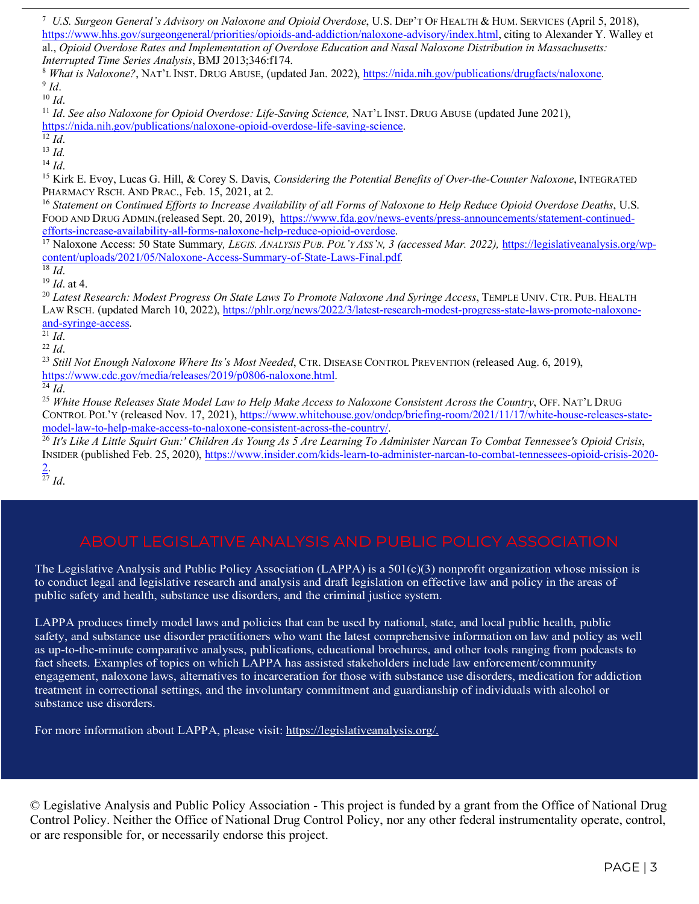[7] *U.S. Surgeon General's Advisory on Naloxone and Opioid Overdose*, U.S. DEP'T OF HEALTH & HUM. SERVICES (April 5, 2018), https://www.hhs.gov/surgeongeneral/priorities/opioids-and-addiction/naloxone-advisory/index.html, citing to Alexander Y. Walley et al., *Opioid Overdose Rates and Implementation of Overdose Education and Nasal Naloxone Distribution in Massachusetts: Interrupted Time Series Analysis*, BMJ 2013;346:f174.

[8] *What is Naloxone?*, NAT'L INST. DRUG ABUSE, (updated Jan. 2022), https://nida.nih.gov/publications/drugfacts/naloxone.

[9] *Id*.

[10] *Id*.

[11] *Id*. *See also Naloxone for Opioid Overdose: Life-Saving Science,* NAT'L INST. DRUG ABUSE (updated June 2021), https://nida.nih.gov/publications/naloxone-opioid-overdose-life-saving-science.

[12] *Id*.

[13] *Id.*

[14] *Id*.

[15] Kirk E. Evoy, Lucas G. Hill, & Corey S. Davis, *Considering the Potential Benefits of Over-the-Counter Naloxone*, INTEGRATED PHARMACY RSCH. AND PRAC., Feb. 15, 2021, at 2.

[16] *Statement on Continued Efforts to Increase Availability of all Forms of Naloxone to Help Reduce Opioid Overdose Deaths*, U.S. FOOD AND DRUG ADMIN.(released Sept. 20, 2019), https://www.fda.gov/news-events/press-announcements/statement-continued-efforts-increase-availability-all-forms-naloxone-help-reduce-opioid-overdose.

[17] Naloxone Access: 50 State Summary*, LEGIS. ANALYSIS PUB. POL'Y ASS'N, 3 (accessed Mar. 2022),* https://legislativeanalysis.org/wp-content/uploads/2021/05/Naloxone-Access-Summary-of-State-Laws-Final.pdf.

[18] *Id*.

[19] *Id*. at 4.

[20] *Latest Research: Modest Progress On State Laws To Promote Naloxone And Syringe Access*, TEMPLE UNIV. CTR. PUB. HEALTH LAW RSCH. (updated March 10, 2022), https://phlr.org/news/2022/3/latest-research-modest-progress-state-laws-promote-naloxone-and-syringe-access.

[21] *Id*.

[22] *Id*.

[23] *Still Not Enough Naloxone Where Its's Most Needed*, CTR. DISEASE CONTROL PREVENTION (released Aug. 6, 2019), https://www.cdc.gov/media/releases/2019/p0806-naloxone.html.

[24] *Id*.

[25] *White House Releases State Model Law to Help Make Access to Naloxone Consistent Across the Country*, OFF. NAT'L DRUG CONTROL POL'Y (released Nov. 17, 2021), https://www.whitehouse.gov/ondcp/briefing-room/2021/11/17/white-house-releases-state-model-law-to-help-make-access-to-naloxone-consistent-across-the-country/.

[26] *It's Like A Little Squirt Gun:' Children As Young As 5 Are Learning To Administer Narcan To Combat Tennessee's Opioid Crisis*, INSIDER (published Feb. 25, 2020), https://www.insider.com/kids-learn-to-administer-narcan-to-combat-tennessees-opioid-crisis-2020-2.

[27] *Id*.

## ABOUT LEGISLATIVE ANALYSIS AND PUBLIC POLICY ASSOCIATION

The Legislative Analysis and Public Policy Association (LAPPA) is a 501(c)(3) nonprofit organization whose mission is to conduct legal and legislative research and analysis and draft legislation on effective law and policy in the areas of public safety and health, substance use disorders, and the criminal justice system.

LAPPA produces timely model laws and policies that can be used by national, state, and local public health, public safety, and substance use disorder practitioners who want the latest comprehensive information on law and policy as well as up-to-the-minute comparative analyses, publications, educational brochures, and other tools ranging from podcasts to fact sheets. Examples of topics on which LAPPA has assisted stakeholders include law enforcement/community engagement, naloxone laws, alternatives to incarceration for those with substance use disorders, medication for addiction treatment in correctional settings, and the involuntary commitment and guardianship of individuals with alcohol or substance use disorders.

For more information about LAPPA, please visit: https://legislativeanalysis.org/.

© Legislative Analysis and Public Policy Association - This project is funded by a grant from the Office of National Drug Control Policy. Neither the Office of National Drug Control Policy, nor any other federal instrumentality operate, control, or are responsible for, or necessarily endorse this project.